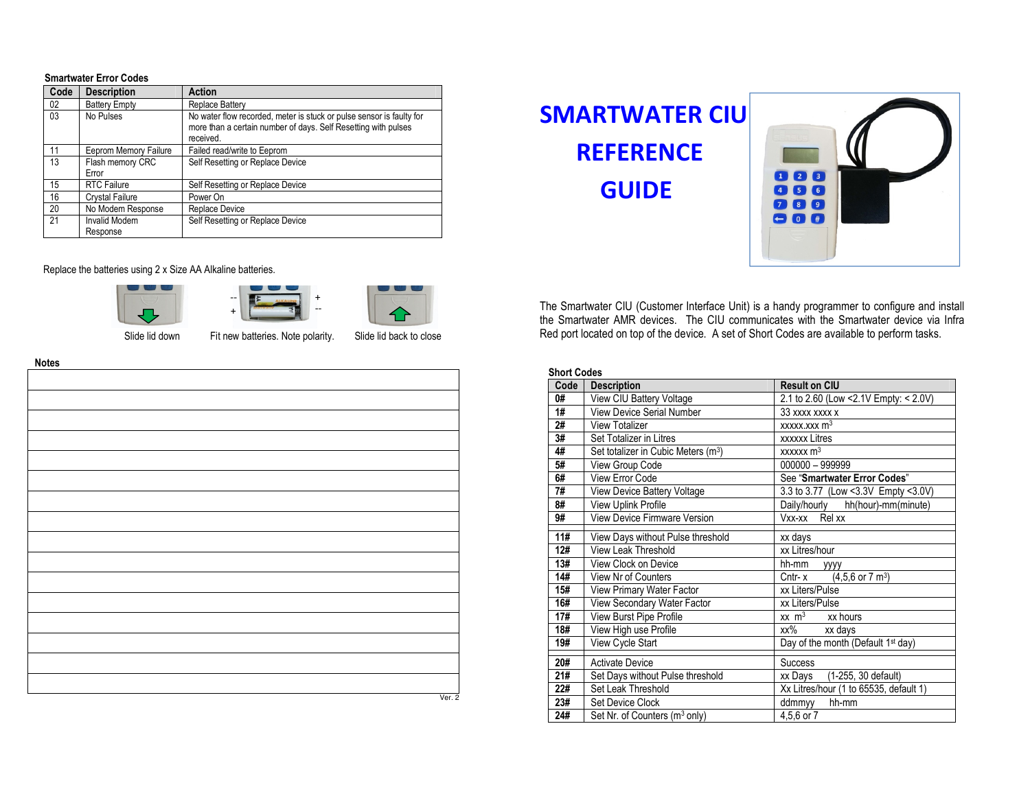## Smartwater Error Codes

| Code | Description | Action |
|---|---|---|
| 02 | Battery Empty | Replace Battery |
| 03 | No Pulses | No water flow recorded, meter is stuck or pulse sensor is faulty for more than a certain number of days. Self Resetting with pulses received. |
| 11 | Eeprom Memory Failure | Failed read/write to Eeprom |
| 13 | Flash memory CRC Error | Self Resetting or Replace Device |
| 15 | RTC Failure | Self Resetting or Replace Device |
| 16 | Crystal Failure | Power On |
| 20 | No Modem Response | Replace Device |
| 21 | Invalid Modem Response | Self Resetting or Replace Device |

Replace the batteries using 2 x Size AA Alkaline batteries.

Slide lid down

Fit new batteries. Note polarity.

Slide lid back to close

**Notes**

Ver. 2

# SMARTWATER CIU REFERENCE GUIDE

The Smartwater CIU (Customer Interface Unit) is a handy programmer to configure and install the Smartwater AMR devices. The CIU communicates with the Smartwater device via Infra Red port located on top of the device. A set of Short Codes are available to perform tasks.

## Short Codes

| Code | Description | Result on CIU |
|---|---|---|
| 0# | View CIU Battery Voltage | 2.1 to 2.60 (Low <2.1V Empty: < 2.0V) |
| 1# | View Device Serial Number | 33 xxxx xxxx x |
| 2# | View Totalizer | xxxxx.xxx $m^3$ |
| 3# | Set Totalizer in Litres | xxxxxx Litres |
| 4# | Set totalizer in Cubic Meters ($m^3$) | xxxxxx $m^3$ |
| 5# | View Group Code | 000000 – 999999 |
| 6# | View Error Code | See "**Smartwater Error Codes**" |
| 7# | View Device Battery Voltage | 3.3 to 3.77 (Low <3.3V Empty <3.0V) |
| 8# | View Uplink Profile | Daily/hourly hh(hour)-mm(minute) |
| 9# | View Device Firmware Version | Vxx-xx Rel xx |
| | | |
| 11# | View Days without Pulse threshold | xx days |
| 12# | View Leak Threshold | xx Litres/hour |
| 13# | View Clock on Device | hh-mm yyyy |
| 14# | View Nr of Counters | Cntr- x (4,5,6 or 7 $m^3$) |
| 15# | View Primary Water Factor | xx Liters/Pulse |
| 16# | View Secondary Water Factor | xx Liters/Pulse |
| 17# | View Burst Pipe Profile | xx $m^3$ xx hours |
| 18# | View High use Profile | xx% xx days |
| 19# | View Cycle Start | Day of the month (Default 1st day) |
| | | |
| 20# | Activate Device | Success |
| 21# | Set Days without Pulse threshold | xx Days (1-255, 30 default) |
| 22# | Set Leak Threshold | Xx Litres/hour (1 to 65535, default 1) |
| 23# | Set Device Clock | ddmmyy hh-mm |
| 24# | Set Nr. of Counters ($m^3$ only) | 4,5,6 or 7 |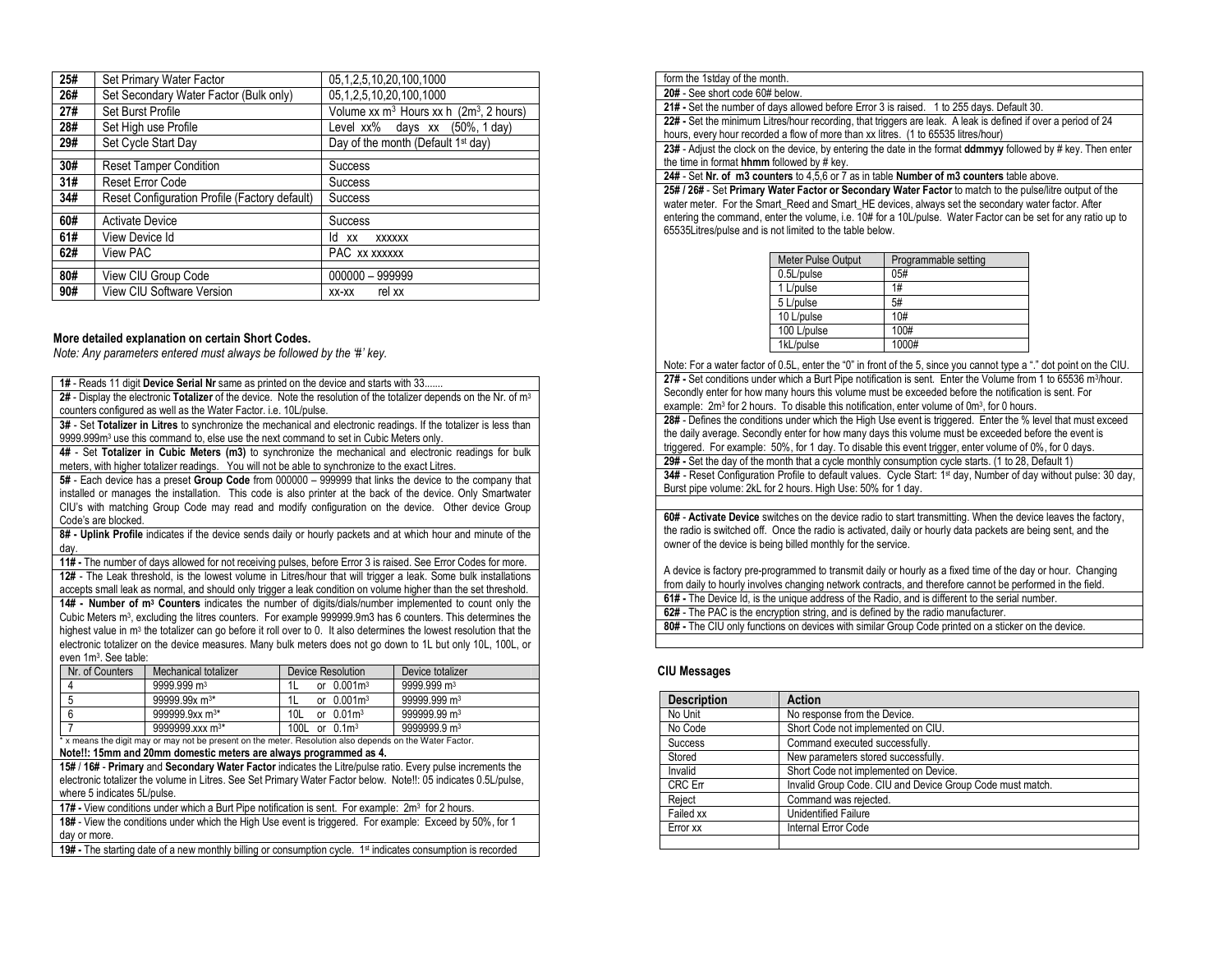| | | |
|---|---|---|
| 25# | Set Primary Water Factor | 05,1,2,5,10,20,100,1000 |
| 26# | Set Secondary Water Factor (Bulk only) | 05,1,2,5,10,20,100,1000 |
| 27# | Set Burst Profile | Volume xx $m^3$ Hours xx h ($2m^3$, 2 hours) |
| 28# | Set High use Profile | Level xx% days xx (50%, 1 day) |
| 29# | Set Cycle Start Day | Day of the month (Default 1st day) |
| | | |
| 30# | Reset Tamper Condition | Success |
| 31# | Reset Error Code | Success |
| 34# | Reset Configuration Profile (Factory default) | Success |
| | | |
| 60# | Activate Device | Success |
| 61# | View Device Id | Id xx xxxxxx |
| 62# | View PAC | PAC xx xxxxxx |
| | | |
| 80# | View CIU Group Code | 000000 – 999999 |
| 90# | View CIU Software Version | xx-xx rel xx |

**More detailed explanation on certain Short Codes.**

*Note: Any parameters entered must always be followed by the '#' key.*

**1#** - Reads 11 digit **Device Serial Nr** same as printed on the device and starts with 33.......

**2#** - Display the electronic **Totalizer** of the device. Note the resolution of the totalizer depends on the Nr. of $m^3$ counters configured as well as the Water Factor. i.e. 10L/pulse.

**3#** - Set **Totalizer in Litres** to synchronize the mechanical and electronic readings. If the totalizer is less than 9999.999$m^3$ use this command to, else use the next command to set in Cubic Meters only.

**4#** - Set **Totalizer in Cubic Meters (m3)** to synchronize the mechanical and electronic readings for bulk meters, with higher totalizer readings. You will not be able to synchronize to the exact Litres.

**5#** - Each device has a preset **Group Code** from 000000 – 999999 that links the device to the company that installed or manages the installation. This code is also printer at the back of the device. Only Smartwater CIU's with matching Group Code may read and modify configuration on the device. Other device Group Code's are blocked.

**8# - Uplink Profile** indicates if the device sends daily or hourly packets and at which hour and minute of the day.

**11# -** The number of days allowed for not receiving pulses, before Error 3 is raised. See Error Codes for more.

**12#** - The Leak threshold, is the lowest volume in Litres/hour that will trigger a leak. Some bulk installations accepts small leak as normal, and should only trigger a leak condition on volume higher than the set threshold.

**14# - Number of $m^3$ Counters** indicates the number of digits/dials/number implemented to count only the Cubic Meters $m^3$, excluding the litres counters. For example 999999.9m3 has 6 counters. This determines the highest value in $m^3$ the totalizer can go before it roll over to 0. It also determines the lowest resolution that the electronic totalizer on the device measures. Many bulk meters does not go down to 1L but only 10L, 100L, or even $1m^3$. See table:

| Nr. of Counters | Mechanical totalizer | Device Resolution | Device totalizer |
|---|---|---|---|
| 4 | 9999.999 $m^3$ | 1L or $0.001m^3$ | 9999.999 $m^3$ |
| 5 | 99999.99x $m^3$* | 1L or $0.001m^3$ | 99999.999 $m^3$ |
| 6 | 999999.9xx $m^3$* | 10L or $0.01m^3$ | 999999.99 $m^3$ |
| 7 | 9999999.xxx $m^3$* | 100L or $0.1m^3$ | 9999999.9 $m^3$ |

\* x means the digit may or may not be present on the meter. Resolution also depends on the Water Factor.

**Note!!: 15mm and 20mm domestic meters are always programmed as 4.**

**15# / 16# - Primary** and **Secondary Water Factor** indicates the Litre/pulse ratio. Every pulse increments the electronic totalizer the volume in Litres. See Set Primary Water Factor below. Note!!: 05 indicates 0.5L/pulse, where 5 indicates 5L/pulse.

**17# -** View conditions under which a Burt Pipe notification is sent. For example: $2m^3$ for 2 hours.

**18# -** View the conditions under which the High Use event is triggered. For example: Exceed by 50%, for 1 day or more.

**19# -** The starting date of a new monthly billing or consumption cycle. 1st indicates consumption is recorded form the 1stday of the month.

**20# -** See short code 60# below.

**21# -** Set the number of days allowed before Error 3 is raised. 1 to 255 days. Default 30.

**22# -** Set the minimum Litres/hour recording, that triggers are leak. A leak is defined if over a period of 24 hours, every hour recorded a flow of more than xx litres. (1 to 65535 litres/hour)

**23#** - Adjust the clock on the device, by entering the date in the format **ddmmyy** followed by # key. Then enter the time in format **hhmm** followed by # key.

**24#** - Set **Nr. of m3 counters** to 4,5,6 or 7 as in table **Number of m3 counters** table above.

**25# / 26#** - Set **Primary Water Factor or Secondary Water Factor** to match to the pulse/litre output of the water meter. For the Smart_Reed and Smart_HE devices, always set the secondary water factor. After entering the command, enter the volume, i.e. 10# for a 10L/pulse. Water Factor can be set for any ratio up to 65535Litres/pulse and is not limited to the table below.

| Meter Pulse Output | Programmable setting |
|---|---|
| 0.5L/pulse | 05# |
| 1 L/pulse | 1# |
| 5 L/pulse | 5# |
| 10 L/pulse | 10# |
| 100 L/pulse | 100# |
| 1kL/pulse | 1000# |

Note: For a water factor of 0.5L, enter the "0" in front of the 5, since you cannot type a "." dot point on the CIU.

**27# -** Set conditions under which a Burt Pipe notification is sent. Enter the Volume from 1 to 65536 $m^3$/hour. Secondly enter for how many hours this volume must be exceeded before the notification is sent. For example: $2m^3$ for 2 hours. To disable this notification, enter volume of $0m^3$, for 0 hours.

**28# -** Defines the conditions under which the High Use event is triggered. Enter the % level that must exceed the daily average. Secondly enter for how many days this volume must be exceeded before the event is triggered. For example: 50%, for 1 day. To disable this event trigger, enter volume of 0%, for 0 days.

**29# -** Set the day of the month that a cycle monthly consumption cycle starts. (1 to 28, Default 1)

**34# -** Reset Configuration Profile to default values. Cycle Start: 1st day, Number of day without pulse: 30 day, Burst pipe volume: 2kL for 2 hours. High Use: 50% for 1 day.

**60# - Activate Device** switches on the device radio to start transmitting. When the device leaves the factory, the radio is switched off. Once the radio is activated, daily or hourly data packets are being sent, and the owner of the device is being billed monthly for the service.

A device is factory pre-programmed to transmit daily or hourly as a fixed time of the day or hour. Changing from daily to hourly involves changing network contracts, and therefore cannot be performed in the field.

**61# -** The Device Id, is the unique address of the Radio, and is different to the serial number.

**62# -** The PAC is the encryption string, and is defined by the radio manufacturer.

**80# -** The CIU only functions on devices with similar Group Code printed on a sticker on the device.

**CIU Messages**

| Description | Action |
|---|---|
| No Unit | No response from the Device. |
| No Code | Short Code not implemented on CIU. |
| Success | Command executed successfully. |
| Stored | New parameters stored successfully. |
| Invalid | Short Code not implemented on Device. |
| CRC Err | Invalid Group Code. CIU and Device Group Code must match. |
| Reject | Command was rejected. |
| Failed xx | Unidentified Failure |
| Error xx | Internal Error Code |